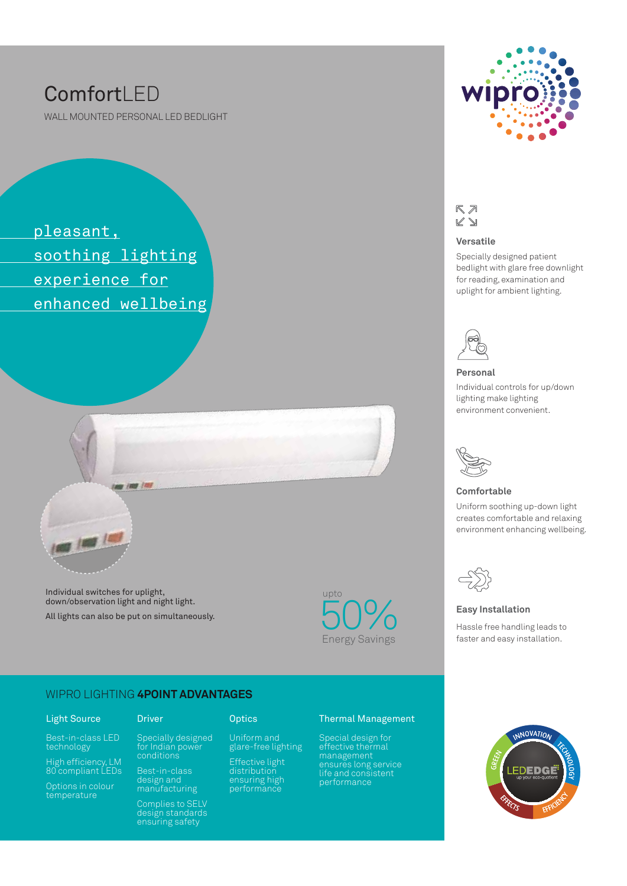# ComfortLED

WALL MOUNTED PERSONAL LED BEDLIGHT

pleasant, soothing lighting experience for enhanced wellbeing

Individual switches for uplight, down/observation light and night light.

All lights can also be put on simultaneously.

upto 50% Energy Savings

### Versatile

Specially designed patient bedlight with glare free downlight for reading, examination and uplight for ambient lighting.

### Personal

Individual controls for up/down lighting make lighting environment convenient.

### Comfortable

Uniform soothing up-down light creates comfortable and relaxing environment enhancing wellbeing.

### Easy Installation

Hassle free handling leads to faster and easy installation.

## WIPRO LIGHTING **4POINT ADVANTAGES**

### Light Source

- Best-in-class LED technology
- High efficiency, LM 80 compliant LEDs
- Options in colour temperature

### Driver

- Specially designed for Indian power conditions
- Best-in-class design and manufacturing
- Complies to SELV design standards ensuring safety

### Optics

- Uniform and glare-free lighting
- Effective light distribution ensuring high performance

### Thermal Management

- Special design for effective thermal management ensures long service life and consistent performance

LEDEDGE up your eco-quotient — INNOVATION, TECHNOLOGY, EFFICIENCY, EFFECTS, GREEN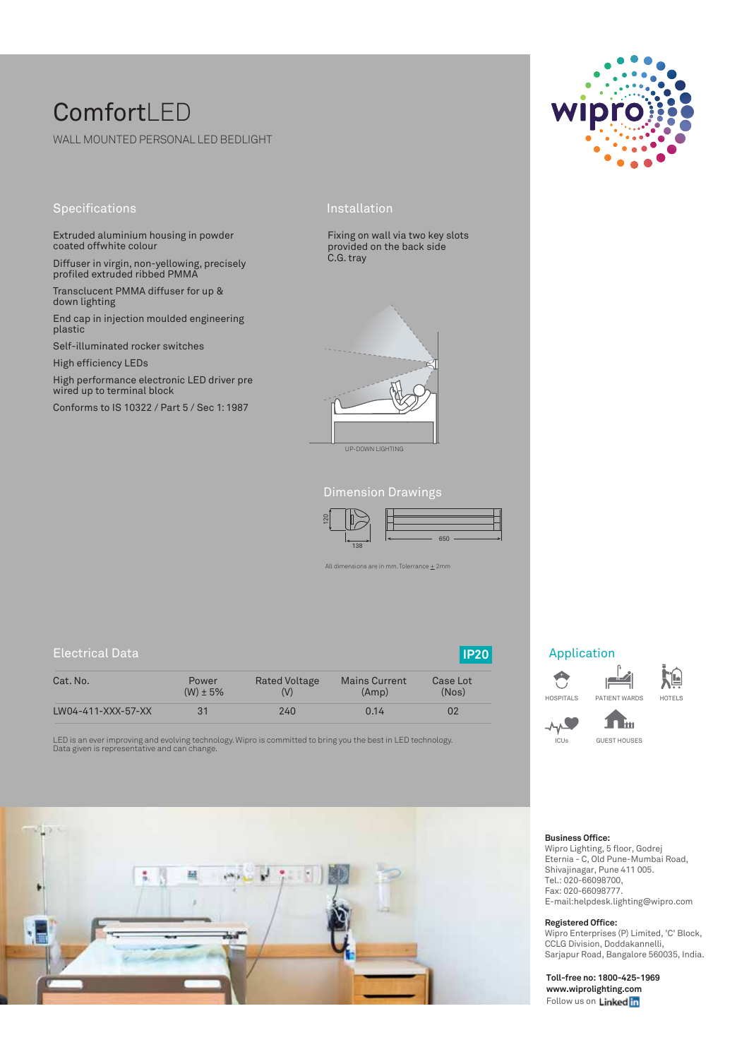# ComfortLED

WALL MOUNTED PERSONAL LED BEDLIGHT

## Specifications

Extruded aluminium housing in powder coated offwhite colour

Diffuser in virgin, non-yellowing, precisely profiled extruded ribbed PMMA

Transclucent PMMA diffuser for up & down lighting

End cap in injection moulded engineering plastic

Self-illuminated rocker switches

High efficiency LEDs

High performance electronic LED driver pre wired up to terminal block

Conforms to IS 10322 / Part 5 / Sec 1: 1987

## Installation

Fixing on wall via two key slots provided on the back side C.G. tray

UP-DOWN LIGHTING

## Dimension Drawings

120

138

650

All dimensions are in mm. Tolerrance ± 2mm

## Electrical Data

IP20

| Cat. No. | Power (W) ± 5% | Rated Voltage (V) | Mains Current (Amp) | Case Lot (Nos) |
|---|---|---|---|---|
| LW04-411-XXX-57-XX | 31 | 240 | 0.14 | 02 |

LED is an ever improving and evolving technology. Wipro is committed to bring you the best in LED technology. Data given is representative and can change.

## Application

HOSPITALS

PATIENT WARDS

HOTELS

ICUs

GUEST HOUSES

**Business Office:**
Wipro Lighting, 5 floor, Godrej Eternia - C, Old Pune-Mumbai Road, Shivajinagar, Pune 411 005.
Tel.: 020-66098700,
Fax: 020-66098777.
E-mail:helpdesk.lighting@wipro.com

**Registered Office:**
Wipro Enterprises (P) Limited, 'C' Block, CCLG Division, Doddakannelli, Sarjapur Road, Bangalore 560035, India.

**Toll-free no: 1800-425-1969**
**www.wiprolighting.com**
Follow us on LinkedIn